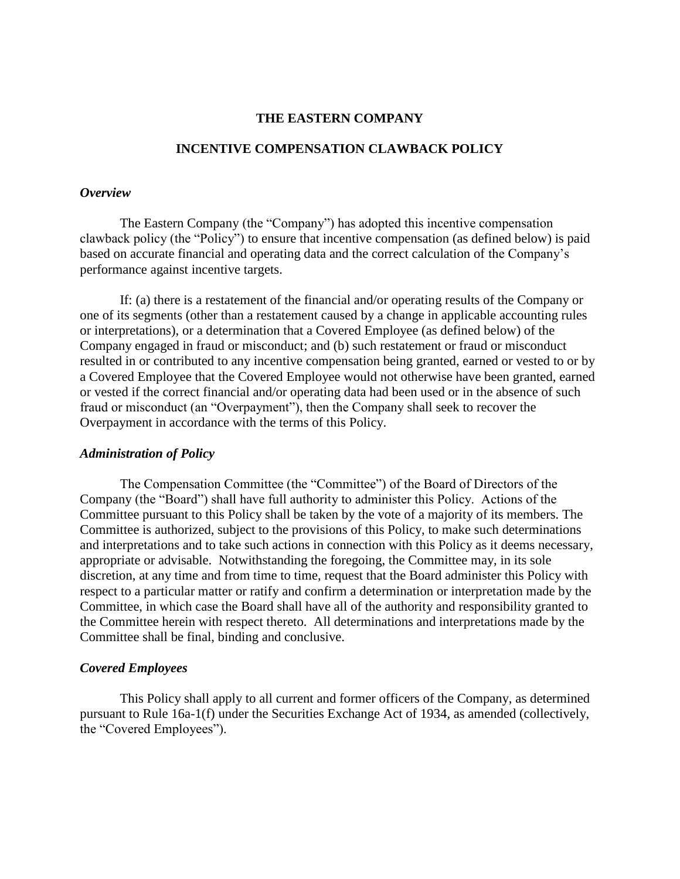# THE EASTERN COMPANY

## INCENTIVE COMPENSATION CLAWBACK POLICY

***Overview***

The Eastern Company (the "Company") has adopted this incentive compensation clawback policy (the "Policy") to ensure that incentive compensation (as defined below) is paid based on accurate financial and operating data and the correct calculation of the Company's performance against incentive targets.

If: (a) there is a restatement of the financial and/or operating results of the Company or one of its segments (other than a restatement caused by a change in applicable accounting rules or interpretations), or a determination that a Covered Employee (as defined below) of the Company engaged in fraud or misconduct; and (b) such restatement or fraud or misconduct resulted in or contributed to any incentive compensation being granted, earned or vested to or by a Covered Employee that the Covered Employee would not otherwise have been granted, earned or vested if the correct financial and/or operating data had been used or in the absence of such fraud or misconduct (an "Overpayment"), then the Company shall seek to recover the Overpayment in accordance with the terms of this Policy.

***Administration of Policy***

The Compensation Committee (the "Committee") of the Board of Directors of the Company (the "Board") shall have full authority to administer this Policy. Actions of the Committee pursuant to this Policy shall be taken by the vote of a majority of its members. The Committee is authorized, subject to the provisions of this Policy, to make such determinations and interpretations and to take such actions in connection with this Policy as it deems necessary, appropriate or advisable. Notwithstanding the foregoing, the Committee may, in its sole discretion, at any time and from time to time, request that the Board administer this Policy with respect to a particular matter or ratify and confirm a determination or interpretation made by the Committee, in which case the Board shall have all of the authority and responsibility granted to the Committee herein with respect thereto. All determinations and interpretations made by the Committee shall be final, binding and conclusive.

***Covered Employees***

This Policy shall apply to all current and former officers of the Company, as determined pursuant to Rule 16a-1(f) under the Securities Exchange Act of 1934, as amended (collectively, the "Covered Employees").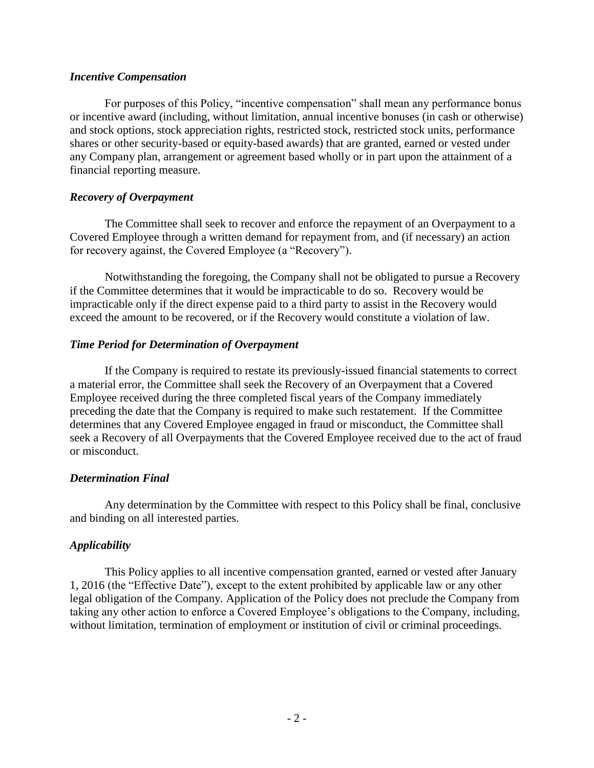### *Incentive Compensation*

For purposes of this Policy, “incentive compensation” shall mean any performance bonus or incentive award (including, without limitation, annual incentive bonuses (in cash or otherwise) and stock options, stock appreciation rights, restricted stock, restricted stock units, performance shares or other security-based or equity-based awards) that are granted, earned or vested under any Company plan, arrangement or agreement based wholly or in part upon the attainment of a financial reporting measure.

### *Recovery of Overpayment*

The Committee shall seek to recover and enforce the repayment of an Overpayment to a Covered Employee through a written demand for repayment from, and (if necessary) an action for recovery against, the Covered Employee (a “Recovery”).

Notwithstanding the foregoing, the Company shall not be obligated to pursue a Recovery if the Committee determines that it would be impracticable to do so. Recovery would be impracticable only if the direct expense paid to a third party to assist in the Recovery would exceed the amount to be recovered, or if the Recovery would constitute a violation of law.

### *Time Period for Determination of Overpayment*

If the Company is required to restate its previously-issued financial statements to correct a material error, the Committee shall seek the Recovery of an Overpayment that a Covered Employee received during the three completed fiscal years of the Company immediately preceding the date that the Company is required to make such restatement. If the Committee determines that any Covered Employee engaged in fraud or misconduct, the Committee shall seek a Recovery of all Overpayments that the Covered Employee received due to the act of fraud or misconduct.

### *Determination Final*

Any determination by the Committee with respect to this Policy shall be final, conclusive and binding on all interested parties.

### *Applicability*

This Policy applies to all incentive compensation granted, earned or vested after January 1, 2016 (the “Effective Date”), except to the extent prohibited by applicable law or any other legal obligation of the Company. Application of the Policy does not preclude the Company from taking any other action to enforce a Covered Employee’s obligations to the Company, including, without limitation, termination of employment or institution of civil or criminal proceedings.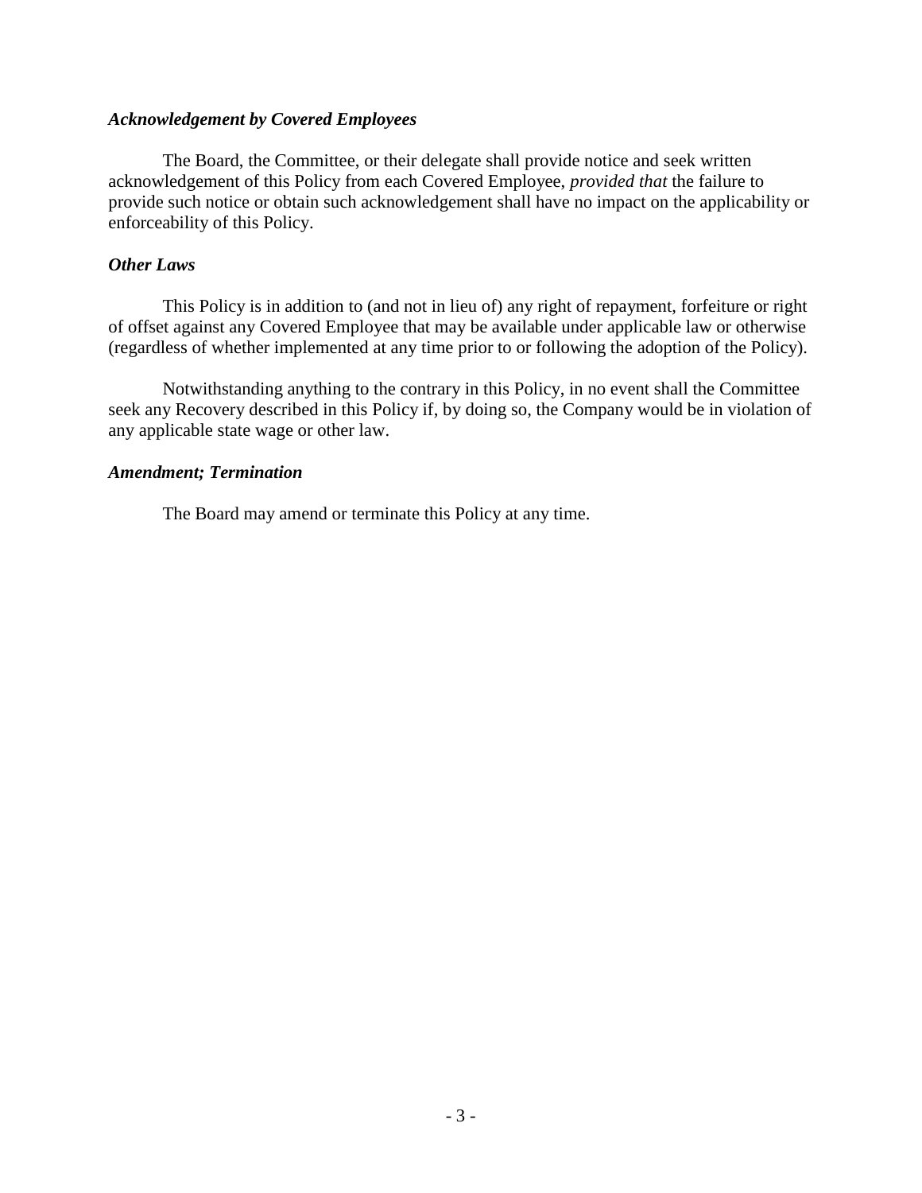***Acknowledgement by Covered Employees***

The Board, the Committee, or their delegate shall provide notice and seek written acknowledgement of this Policy from each Covered Employee, *provided that* the failure to provide such notice or obtain such acknowledgement shall have no impact on the applicability or enforceability of this Policy.

***Other Laws***

This Policy is in addition to (and not in lieu of) any right of repayment, forfeiture or right of offset against any Covered Employee that may be available under applicable law or otherwise (regardless of whether implemented at any time prior to or following the adoption of the Policy).

Notwithstanding anything to the contrary in this Policy, in no event shall the Committee seek any Recovery described in this Policy if, by doing so, the Company would be in violation of any applicable state wage or other law.

***Amendment; Termination***

The Board may amend or terminate this Policy at any time.